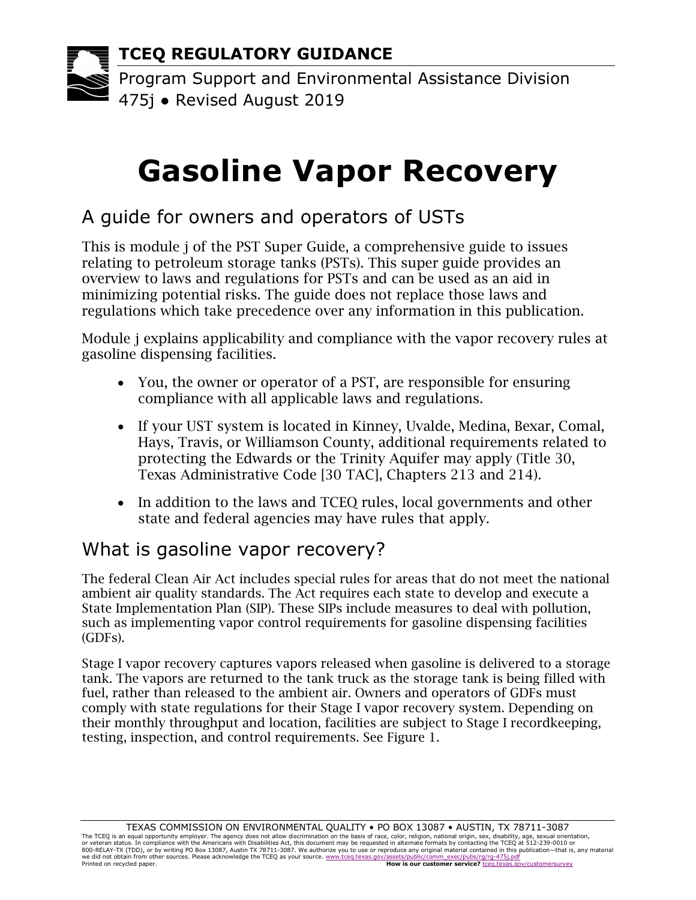**TCEQ REGULATORY GUIDANCE**

Program Support and Environmental Assistance Division
475j ● Revised August 2019

# Gasoline Vapor Recovery

## A guide for owners and operators of USTs

This is module j of the PST Super Guide, a comprehensive guide to issues relating to petroleum storage tanks (PSTs). This super guide provides an overview to laws and regulations for PSTs and can be used as an aid in minimizing potential risks. The guide does not replace those laws and regulations which take precedence over any information in this publication.

Module j explains applicability and compliance with the vapor recovery rules at gasoline dispensing facilities.

- You, the owner or operator of a PST, are responsible for ensuring compliance with all applicable laws and regulations.
- If your UST system is located in Kinney, Uvalde, Medina, Bexar, Comal, Hays, Travis, or Williamson County, additional requirements related to protecting the Edwards or the Trinity Aquifer may apply (Title 30, Texas Administrative Code [30 TAC], Chapters 213 and 214).
- In addition to the laws and TCEQ rules, local governments and other state and federal agencies may have rules that apply.

## What is gasoline vapor recovery?

The federal Clean Air Act includes special rules for areas that do not meet the national ambient air quality standards. The Act requires each state to develop and execute a State Implementation Plan (SIP). These SIPs include measures to deal with pollution, such as implementing vapor control requirements for gasoline dispensing facilities (GDFs).

Stage I vapor recovery captures vapors released when gasoline is delivered to a storage tank. The vapors are returned to the tank truck as the storage tank is being filled with fuel, rather than released to the ambient air. Owners and operators of GDFs must comply with state regulations for their Stage I vapor recovery system. Depending on their monthly throughput and location, facilities are subject to Stage I recordkeeping, testing, inspection, and control requirements. See Figure 1.

TEXAS COMMISSION ON ENVIRONMENTAL QUALITY • PO BOX 13087 • AUSTIN, TX 78711-3087
The TCEQ is an equal opportunity employer. The agency does not allow discrimination on the basis of race, color, religion, national origin, sex, disability, age, sexual orientation, or veteran status. In compliance with the Americans with Disabilities Act, this document may be requested in alternate formats by contacting the TCEQ at 512-239-0010 or 800-RELAY-TX (TDD), or by writing PO Box 13087, Austin TX 78711-3087. We authorize you to use or reproduce any original material contained in this publication—that is, any material we did not obtain from other sources. Please acknowledge the TCEQ as your source. www.tceq.texas.gov/assets/public/comm_exec/pubs/rg/rg-475j.pdf
Printed on recycled paper. **How is our customer service?** tceq.texas.gov/customersurvey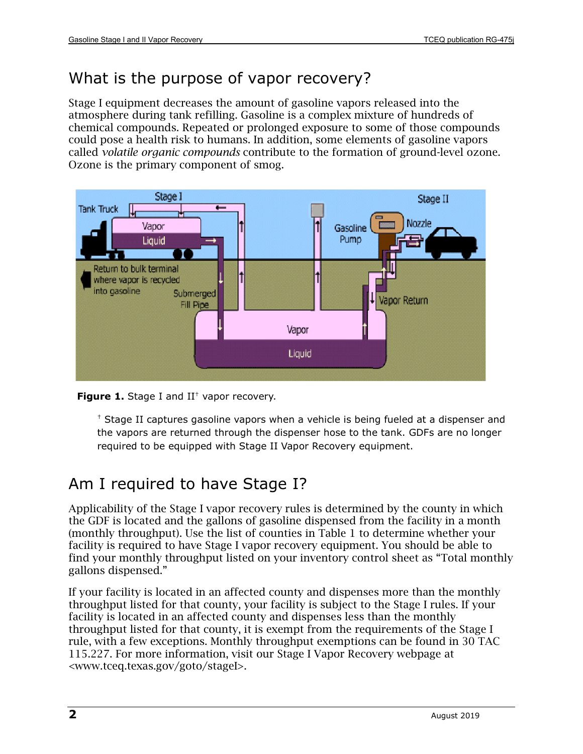## What is the purpose of vapor recovery?

Stage I equipment decreases the amount of gasoline vapors released into the atmosphere during tank refilling. Gasoline is a complex mixture of hundreds of chemical compounds. Repeated or prolonged exposure to some of those compounds could pose a health risk to humans. In addition, some elements of gasoline vapors called *volatile organic compounds* contribute to the formation of ground-level ozone. Ozone is the primary component of smog.

**Figure 1.** Stage I and II† vapor recovery.

† Stage II captures gasoline vapors when a vehicle is being fueled at a dispenser and the vapors are returned through the dispenser hose to the tank. GDFs are no longer required to be equipped with Stage II Vapor Recovery equipment.

## Am I required to have Stage I?

Applicability of the Stage I vapor recovery rules is determined by the county in which the GDF is located and the gallons of gasoline dispensed from the facility in a month (monthly throughput). Use the list of counties in Table 1 to determine whether your facility is required to have Stage I vapor recovery equipment. You should be able to find your monthly throughput listed on your inventory control sheet as "Total monthly gallons dispensed."

If your facility is located in an affected county and dispenses more than the monthly throughput listed for that county, your facility is subject to the Stage I rules. If your facility is located in an affected county and dispenses less than the monthly throughput listed for that county, it is exempt from the requirements of the Stage I rule, with a few exceptions. Monthly throughput exemptions can be found in 30 TAC 115.227. For more information, visit our Stage I Vapor Recovery webpage at <www.tceq.texas.gov/goto/stageI>.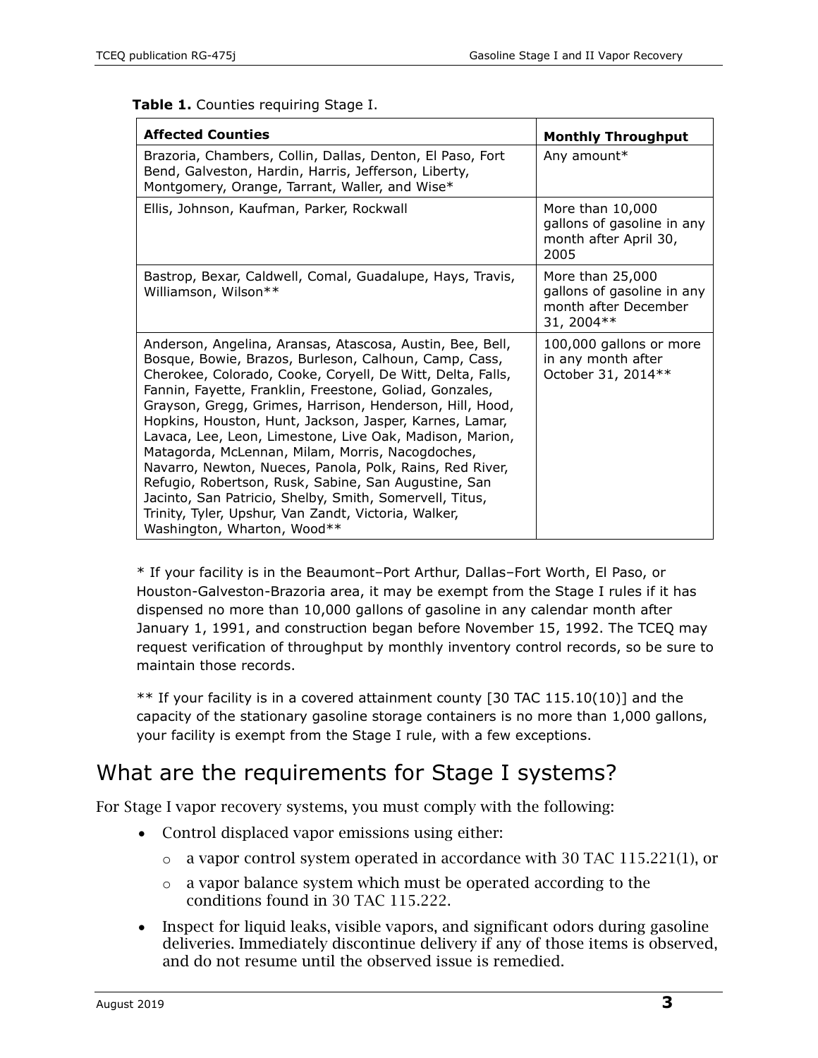**Table 1.** Counties requiring Stage I.

| Affected Counties | Monthly Throughput |
|---|---|
| Brazoria, Chambers, Collin, Dallas, Denton, El Paso, Fort Bend, Galveston, Hardin, Harris, Jefferson, Liberty, Montgomery, Orange, Tarrant, Waller, and Wise* | Any amount* |
| Ellis, Johnson, Kaufman, Parker, Rockwall | More than 10,000 gallons of gasoline in any month after April 30, 2005 |
| Bastrop, Bexar, Caldwell, Comal, Guadalupe, Hays, Travis, Williamson, Wilson** | More than 25,000 gallons of gasoline in any month after December 31, 2004** |
| Anderson, Angelina, Aransas, Atascosa, Austin, Bee, Bell, Bosque, Bowie, Brazos, Burleson, Calhoun, Camp, Cass, Cherokee, Colorado, Cooke, Coryell, De Witt, Delta, Falls, Fannin, Fayette, Franklin, Freestone, Goliad, Gonzales, Grayson, Gregg, Grimes, Harrison, Henderson, Hill, Hood, Hopkins, Houston, Hunt, Jackson, Jasper, Karnes, Lamar, Lavaca, Lee, Leon, Limestone, Live Oak, Madison, Marion, Matagorda, McLennan, Milam, Morris, Nacogdoches, Navarro, Newton, Nueces, Panola, Polk, Rains, Red River, Refugio, Robertson, Rusk, Sabine, San Augustine, San Jacinto, San Patricio, Shelby, Smith, Somervell, Titus, Trinity, Tyler, Upshur, Van Zandt, Victoria, Walker, Washington, Wharton, Wood** | 100,000 gallons or more in any month after October 31, 2014** |

* If your facility is in the Beaumont–Port Arthur, Dallas–Fort Worth, El Paso, or Houston-Galveston-Brazoria area, it may be exempt from the Stage I rules if it has dispensed no more than 10,000 gallons of gasoline in any calendar month after January 1, 1991, and construction began before November 15, 1992. The TCEQ may request verification of throughput by monthly inventory control records, so be sure to maintain those records.

** If your facility is in a covered attainment county [30 TAC 115.10(10)] and the capacity of the stationary gasoline storage containers is no more than 1,000 gallons, your facility is exempt from the Stage I rule, with a few exceptions.

## What are the requirements for Stage I systems?

For Stage I vapor recovery systems, you must comply with the following:

- Control displaced vapor emissions using either:
  - a vapor control system operated in accordance with 30 TAC 115.221(1), or
  - a vapor balance system which must be operated according to the conditions found in 30 TAC 115.222.
- Inspect for liquid leaks, visible vapors, and significant odors during gasoline deliveries. Immediately discontinue delivery if any of those items is observed, and do not resume until the observed issue is remedied.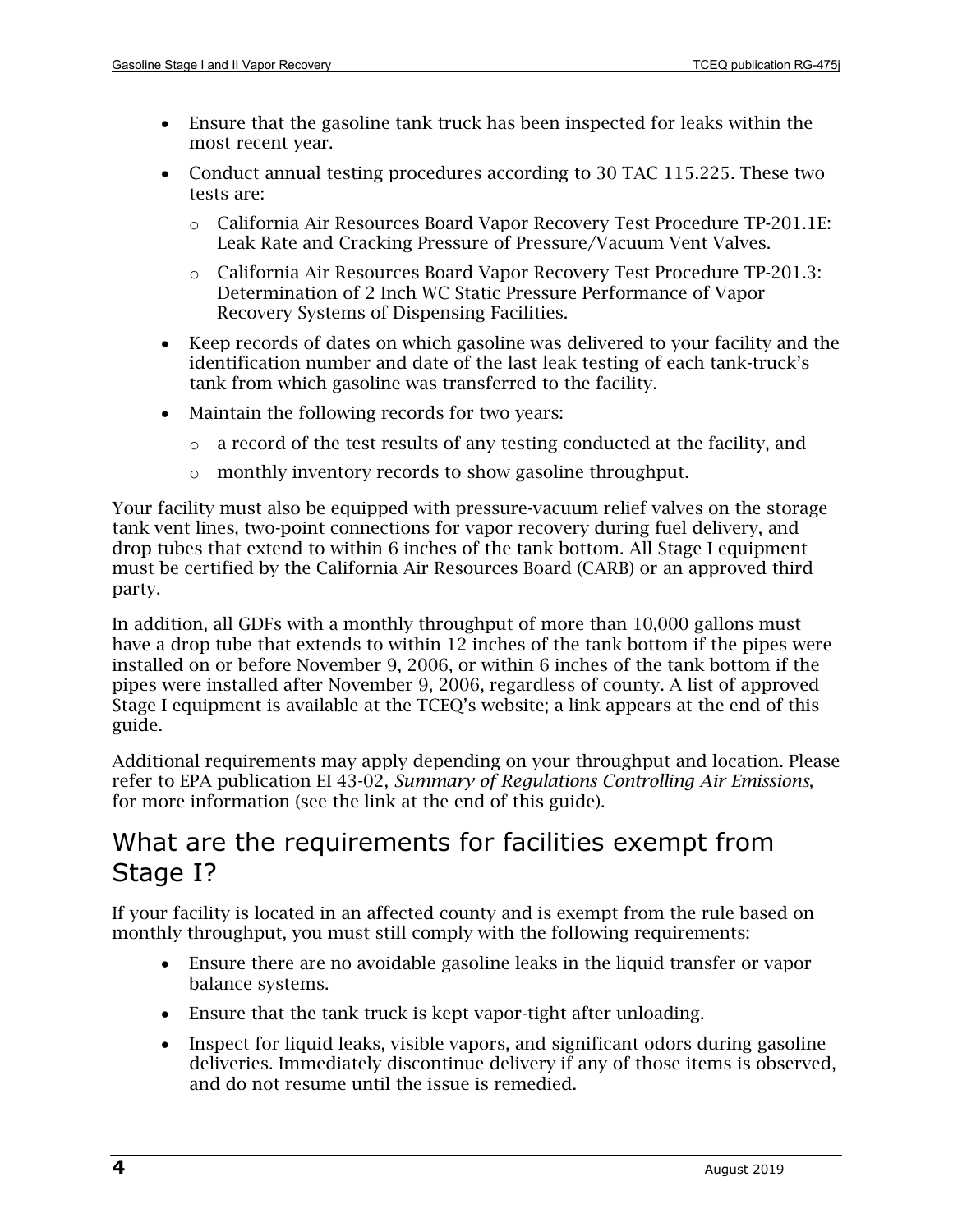- Ensure that the gasoline tank truck has been inspected for leaks within the most recent year.
- Conduct annual testing procedures according to 30 TAC 115.225. These two tests are:
  - California Air Resources Board Vapor Recovery Test Procedure TP-201.1E: Leak Rate and Cracking Pressure of Pressure/Vacuum Vent Valves.
  - California Air Resources Board Vapor Recovery Test Procedure TP-201.3: Determination of 2 Inch WC Static Pressure Performance of Vapor Recovery Systems of Dispensing Facilities.
- Keep records of dates on which gasoline was delivered to your facility and the identification number and date of the last leak testing of each tank-truck's tank from which gasoline was transferred to the facility.
- Maintain the following records for two years:
  - a record of the test results of any testing conducted at the facility, and
  - monthly inventory records to show gasoline throughput.

Your facility must also be equipped with pressure-vacuum relief valves on the storage tank vent lines, two-point connections for vapor recovery during fuel delivery, and drop tubes that extend to within 6 inches of the tank bottom. All Stage I equipment must be certified by the California Air Resources Board (CARB) or an approved third party.

In addition, all GDFs with a monthly throughput of more than 10,000 gallons must have a drop tube that extends to within 12 inches of the tank bottom if the pipes were installed on or before November 9, 2006, or within 6 inches of the tank bottom if the pipes were installed after November 9, 2006, regardless of county. A list of approved Stage I equipment is available at the TCEQ's website; a link appears at the end of this guide.

Additional requirements may apply depending on your throughput and location. Please refer to EPA publication EI 43-02, *Summary of Regulations Controlling Air Emissions*, for more information (see the link at the end of this guide).

## What are the requirements for facilities exempt from Stage I?

If your facility is located in an affected county and is exempt from the rule based on monthly throughput, you must still comply with the following requirements:

- Ensure there are no avoidable gasoline leaks in the liquid transfer or vapor balance systems.
- Ensure that the tank truck is kept vapor-tight after unloading.
- Inspect for liquid leaks, visible vapors, and significant odors during gasoline deliveries. Immediately discontinue delivery if any of those items is observed, and do not resume until the issue is remedied.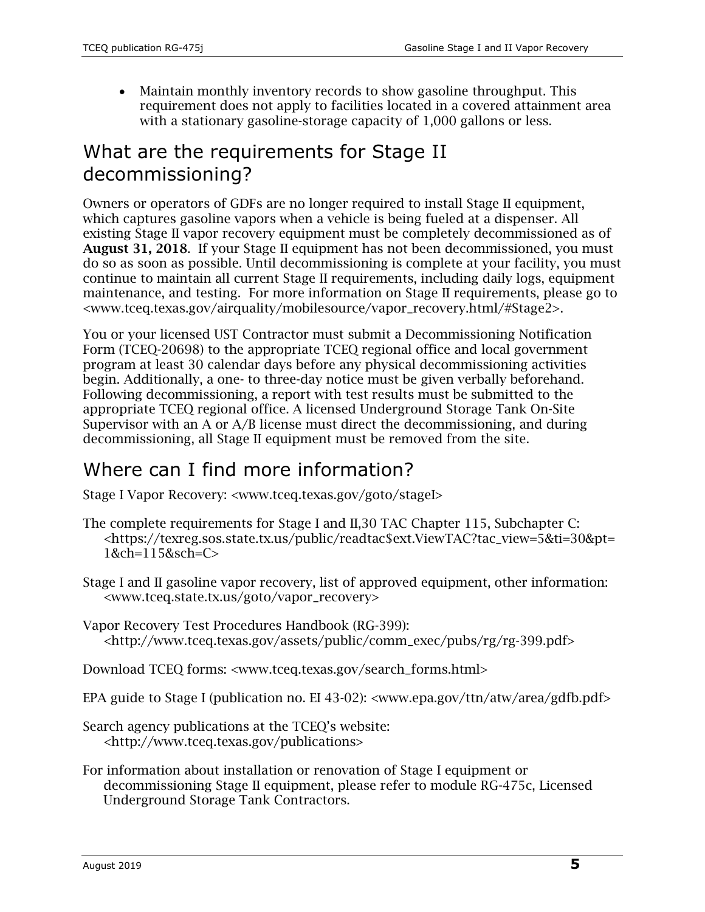- Maintain monthly inventory records to show gasoline throughput. This requirement does not apply to facilities located in a covered attainment area with a stationary gasoline-storage capacity of 1,000 gallons or less.

## What are the requirements for Stage II decommissioning?

Owners or operators of GDFs are no longer required to install Stage II equipment, which captures gasoline vapors when a vehicle is being fueled at a dispenser. All existing Stage II vapor recovery equipment must be completely decommissioned as of **August 31, 2018**. If your Stage II equipment has not been decommissioned, you must do so as soon as possible. Until decommissioning is complete at your facility, you must continue to maintain all current Stage II requirements, including daily logs, equipment maintenance, and testing. For more information on Stage II requirements, please go to <www.tceq.texas.gov/airquality/mobilesource/vapor_recovery.html/#Stage2>.

You or your licensed UST Contractor must submit a Decommissioning Notification Form (TCEQ-20698) to the appropriate TCEQ regional office and local government program at least 30 calendar days before any physical decommissioning activities begin. Additionally, a one- to three-day notice must be given verbally beforehand. Following decommissioning, a report with test results must be submitted to the appropriate TCEQ regional office. A licensed Underground Storage Tank On-Site Supervisor with an A or A/B license must direct the decommissioning, and during decommissioning, all Stage II equipment must be removed from the site.

## Where can I find more information?

Stage I Vapor Recovery: <www.tceq.texas.gov/goto/stageI>

The complete requirements for Stage I and II,30 TAC Chapter 115, Subchapter C: <https://texreg.sos.state.tx.us/public/readtac$ext.ViewTAC?tac_view=5&ti=30&pt=1&ch=115&sch=C>

Stage I and II gasoline vapor recovery, list of approved equipment, other information: <www.tceq.state.tx.us/goto/vapor_recovery>

Vapor Recovery Test Procedures Handbook (RG-399): <http://www.tceq.texas.gov/assets/public/comm_exec/pubs/rg/rg-399.pdf>

Download TCEQ forms: <www.tceq.texas.gov/search_forms.html>

EPA guide to Stage I (publication no. EI 43-02): <www.epa.gov/ttn/atw/area/gdfb.pdf>

Search agency publications at the TCEQ's website: <http://www.tceq.texas.gov/publications>

For information about installation or renovation of Stage I equipment or decommissioning Stage II equipment, please refer to module RG-475c, Licensed Underground Storage Tank Contractors.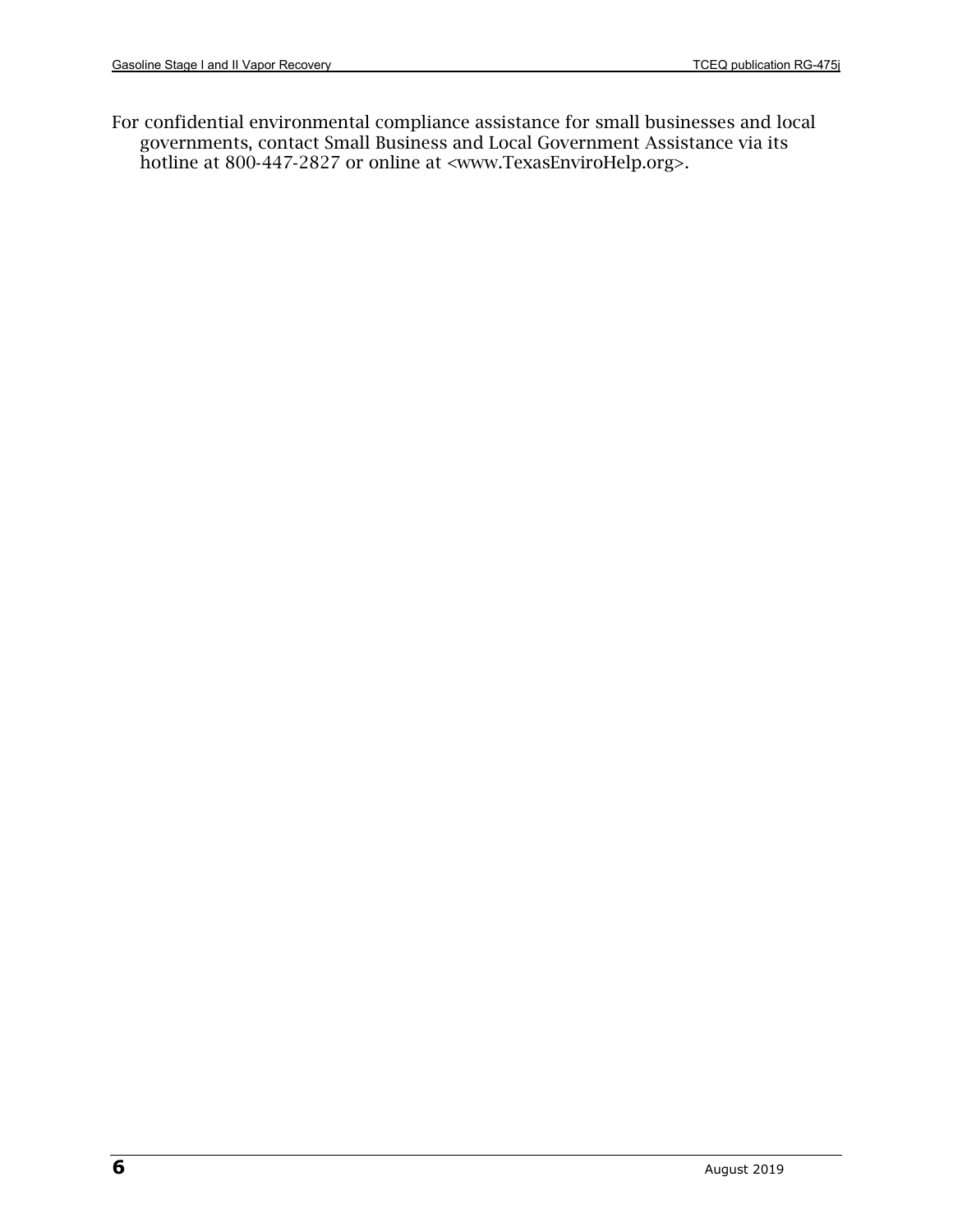For confidential environmental compliance assistance for small businesses and local governments, contact Small Business and Local Government Assistance via its hotline at 800-447-2827 or online at <www.TexasEnviroHelp.org>.